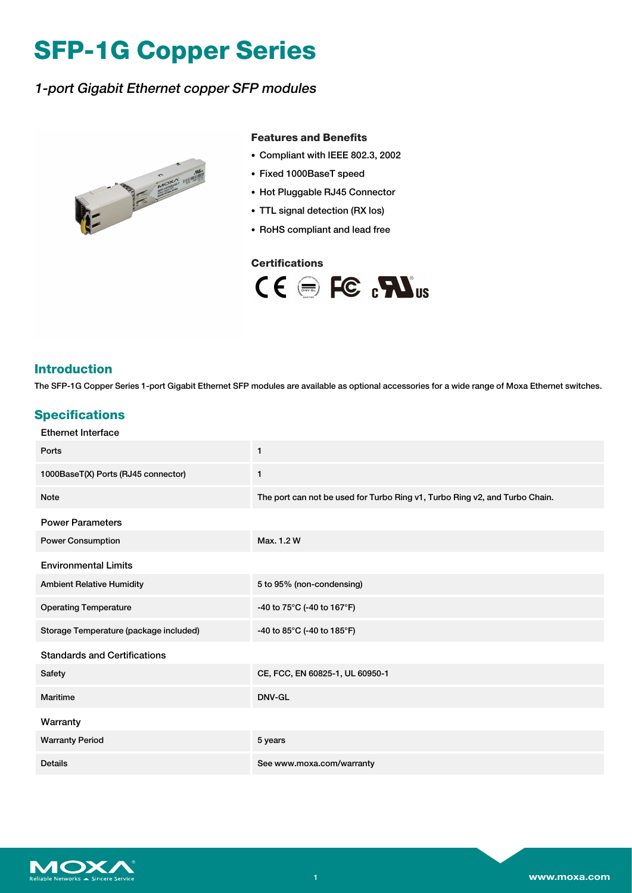# SFP-1G Copper Series

*1-port Gigabit Ethernet copper SFP modules*

### Features and Benefits

- Compliant with IEEE 802.3, 2002
- Fixed 1000BaseT speed
- Hot Pluggable RJ45 Connector
- TTL signal detection (RX los)
- RoHS compliant and lead free

### Certifications

## Introduction

The SFP-1G Copper Series 1-port Gigabit Ethernet SFP modules are available as optional accessories for a wide range of Moxa Ethernet switches.

## Specifications

### Ethernet Interface

| | |
|---|---|
| Ports | 1 |
| 1000BaseT(X) Ports (RJ45 connector) | 1 |
| Note | The port can not be used for Turbo Ring v1, Turbo Ring v2, and Turbo Chain. |

### Power Parameters

| | |
|---|---|
| Power Consumption | Max. 1.2 W |

### Environmental Limits

| | |
|---|---|
| Ambient Relative Humidity | 5 to 95% (non-condensing) |
| Operating Temperature | -40 to 75°C (-40 to 167°F) |
| Storage Temperature (package included) | -40 to 85°C (-40 to 185°F) |

### Standards and Certifications

| | |
|---|---|
| Safety | CE, FCC, EN 60825-1, UL 60950-1 |
| Maritime | DNV-GL |

### Warranty

| | |
|---|---|
| Warranty Period | 5 years |
| Details | See www.moxa.com/warranty |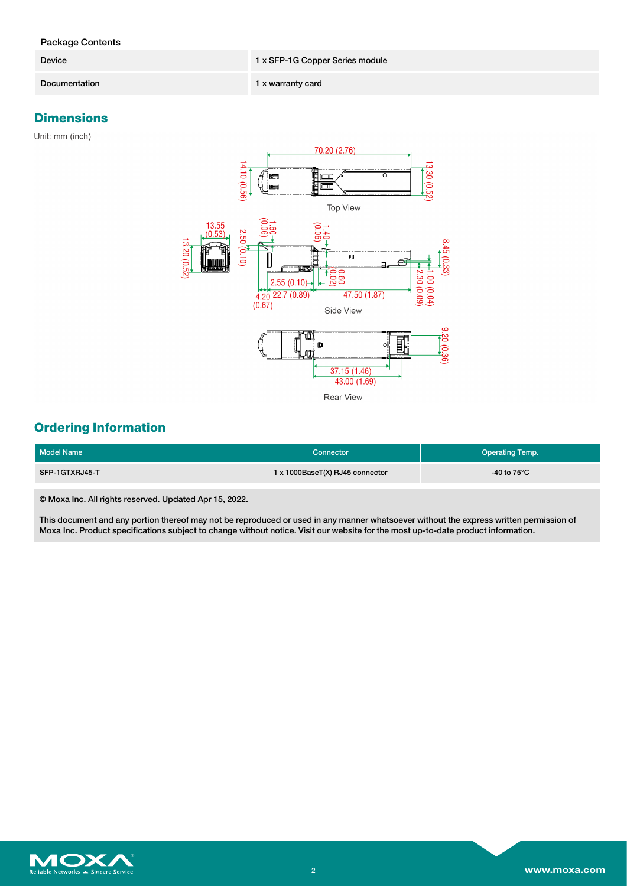Package Contents

| | |
|---|---|
| Device | 1 x SFP-1G Copper Series module |
| Documentation | 1 x warranty card |

## Dimensions

Unit: mm (inch)

70.20 (2.76)
14.10 (0.56)
13.30 (0.52)
Top View

13.55 (0.53)
13.20 (0.52)
2.50 (0.10)
1.60 (0.06)
1.40 (0.06)
8.45 (0.33)
2.55 (0.10)
0.60 (0.02)
2.30 (0.09)
1.00 (0.04)
4.20 (0.67)
22.7 (0.89)
47.50 (1.87)
Side View

9.20 (0.36)
37.15 (1.46)
43.00 (1.69)
Rear View

## Ordering Information

| Model Name | Connector | Operating Temp. |
|---|---|---|
| SFP-1GTXRJ45-T | 1 x 1000BaseT(X) RJ45 connector | -40 to 75°C |

© Moxa Inc. All rights reserved. Updated Apr 15, 2022.

This document and any portion thereof may not be reproduced or used in any manner whatsoever without the express written permission of Moxa Inc. Product specifications subject to change without notice. Visit our website for the most up-to-date product information.